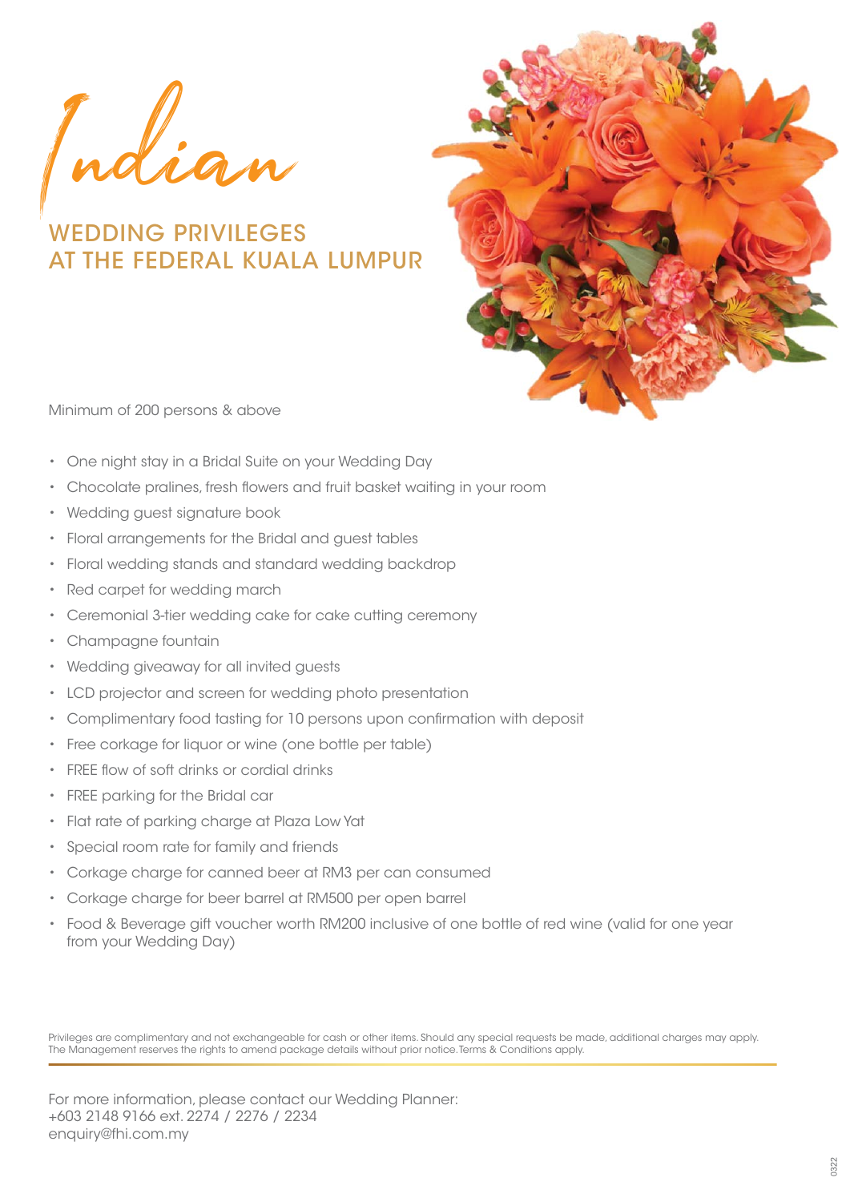# Indian

## WEDDING PRIVILEGES AT THE FEDERAL KUALA LUMPUR

Minimum of 200 persons & above

- One night stay in a Bridal Suite on your Wedding Day
- Chocolate pralines, fresh flowers and fruit basket waiting in your room
- Wedding guest signature book
- Floral arrangements for the Bridal and guest tables
- Floral wedding stands and standard wedding backdrop
- Red carpet for wedding march
- Ceremonial 3-tier wedding cake for cake cutting ceremony
- Champagne fountain
- Wedding giveaway for all invited guests
- LCD projector and screen for wedding photo presentation
- Complimentary food tasting for 10 persons upon confirmation with deposit
- Free corkage for liquor or wine (one bottle per table)
- FREE flow of soft drinks or cordial drinks
- FREE parking for the Bridal car
- Flat rate of parking charge at Plaza Low Yat
- Special room rate for family and friends
- Corkage charge for canned beer at RM3 per can consumed
- Corkage charge for beer barrel at RM500 per open barrel
- Food & Beverage gift voucher worth RM200 inclusive of one bottle of red wine (valid for one year from your Wedding Day)

Privileges are complimentary and not exchangeable for cash or other items. Should any special requests be made, additional charges may apply. The Management reserves the rights to amend package details without prior notice. Terms & Conditions apply.

For more information, please contact our Wedding Planner:
+603 2148 9166 ext. 2274 / 2276 / 2234
enquiry@fhi.com.my

0322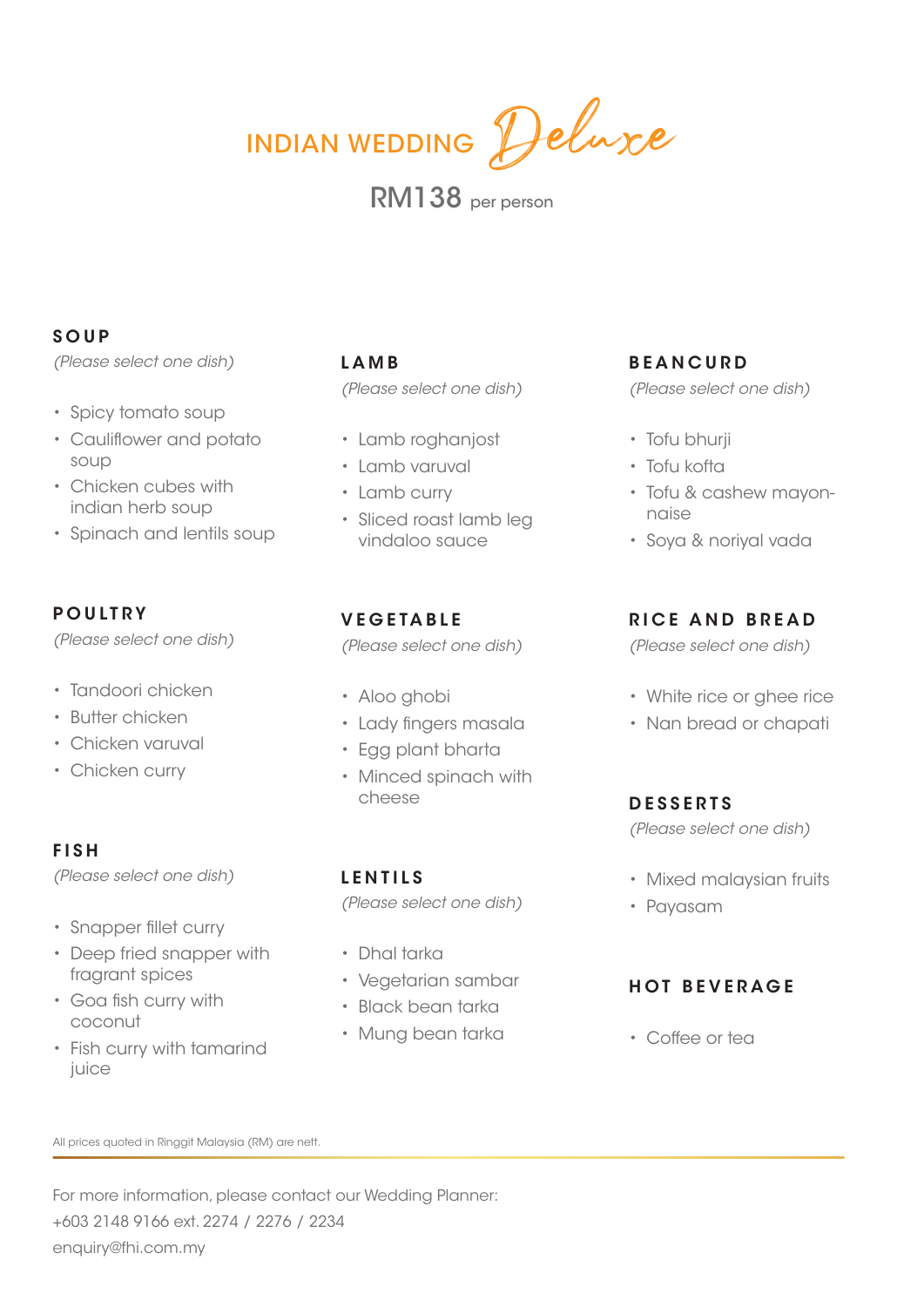# INDIAN WEDDING *Deluxe*

RM138 per person

## SOUP

*(Please select one dish)*

- Spicy tomato soup
- Cauliflower and potato soup
- Chicken cubes with indian herb soup
- Spinach and lentils soup

## POULTRY

*(Please select one dish)*

- Tandoori chicken
- Butter chicken
- Chicken varuval
- Chicken curry

## FISH

*(Please select one dish)*

- Snapper fillet curry
- Deep fried snapper with fragrant spices
- Goa fish curry with coconut
- Fish curry with tamarind juice

## LAMB

*(Please select one dish)*

- Lamb roghanjost
- Lamb varuval
- Lamb curry
- Sliced roast lamb leg vindaloo sauce

## VEGETABLE

*(Please select one dish)*

- Aloo ghobi
- Lady fingers masala
- Egg plant bharta
- Minced spinach with cheese

## LENTILS

*(Please select one dish)*

- Dhal tarka
- Vegetarian sambar
- Black bean tarka
- Mung bean tarka

## BEANCURD

*(Please select one dish)*

- Tofu bhurji
- Tofu kofta
- Tofu & cashew mayon-naise
- Soya & noriyal vada

## RICE AND BREAD

*(Please select one dish)*

- White rice or ghee rice
- Nan bread or chapati

## DESSERTS

*(Please select one dish)*

- Mixed malaysian fruits
- Payasam

## HOT BEVERAGE

- Coffee or tea

All prices quoted in Ringgit Malaysia (RM) are nett.

For more information, please contact our Wedding Planner:
+603 2148 9166 ext. 2274 / 2276 / 2234
enquiry@fhi.com.my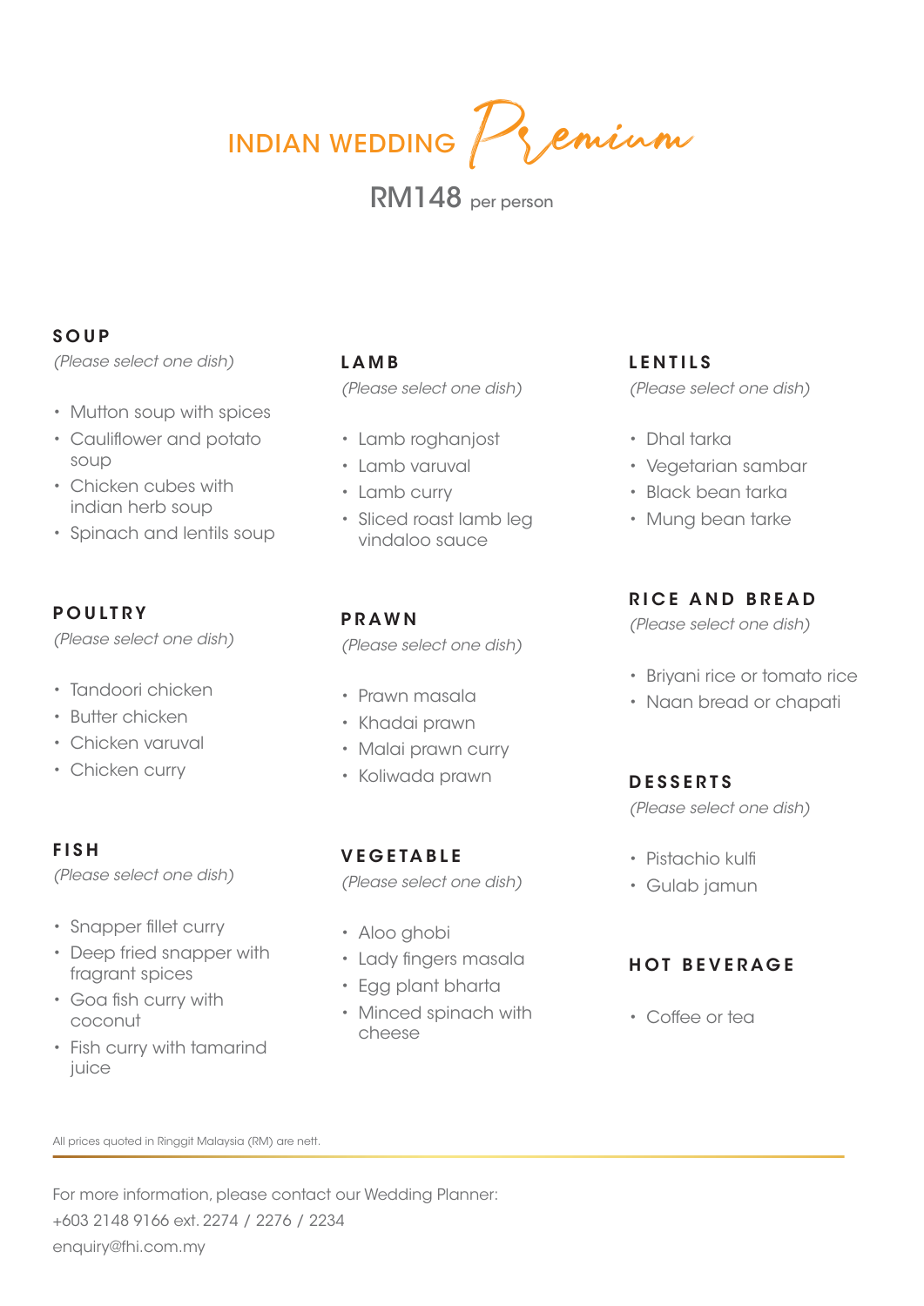# INDIAN WEDDING *Premium*

RM148 per person

### SOUP

*(Please select one dish)*

- Mutton soup with spices
- Cauliflower and potato soup
- Chicken cubes with indian herb soup
- Spinach and lentils soup

### POULTRY

*(Please select one dish)*

- Tandoori chicken
- Butter chicken
- Chicken varuval
- Chicken curry

### FISH

*(Please select one dish)*

- Snapper fillet curry
- Deep fried snapper with fragrant spices
- Goa fish curry with coconut
- Fish curry with tamarind juice

### LAMB

*(Please select one dish)*

- Lamb roghanjost
- Lamb varuval
- Lamb curry
- Sliced roast lamb leg vindaloo sauce

### PRAWN

*(Please select one dish)*

- Prawn masala
- Khadai prawn
- Malai prawn curry
- Koliwada prawn

### VEGETABLE

*(Please select one dish)*

- Aloo ghobi
- Lady fingers masala
- Egg plant bharta
- Minced spinach with cheese

### LENTILS

*(Please select one dish)*

- Dhal tarka
- Vegetarian sambar
- Black bean tarka
- Mung bean tarke

### RICE AND BREAD

*(Please select one dish)*

- Briyani rice or tomato rice
- Naan bread or chapati

### DESSERTS

*(Please select one dish)*

- Pistachio kulfi
- Gulab jamun

### HOT BEVERAGE

- Coffee or tea

All prices quoted in Ringgit Malaysia (RM) are nett.

For more information, please contact our Wedding Planner:
+603 2148 9166 ext. 2274 / 2276 / 2234
enquiry@fhi.com.my